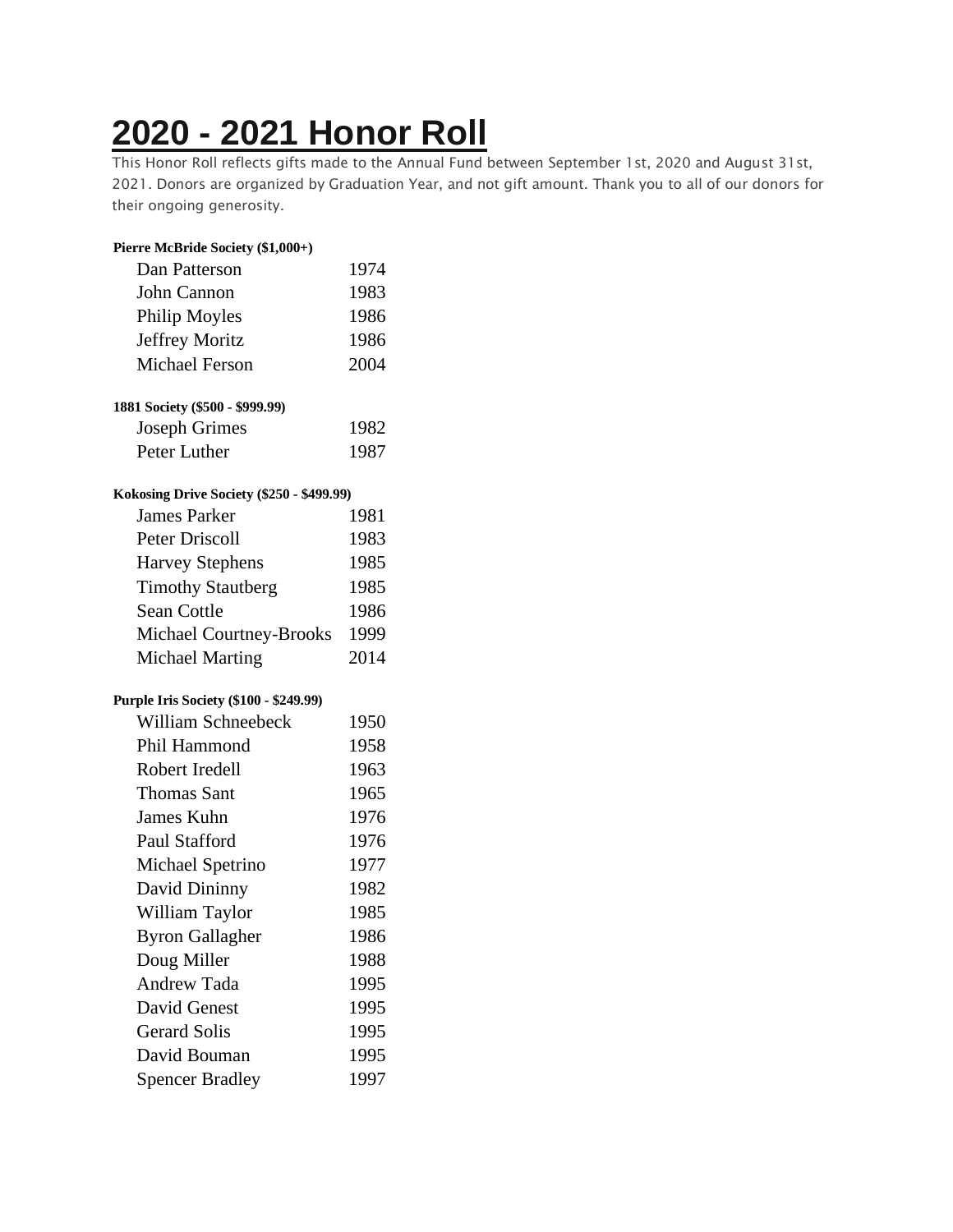# 2020 - 2021 Honor Roll

This Honor Roll reflects gifts made to the Annual Fund between September 1st, 2020 and August 31st, 2021. Donors are organized by Graduation Year, and not gift amount. Thank you to all of our donors for their ongoing generosity.

**Pierre McBride Society ($1,000+)**

| | |
|---|---|
| Dan Patterson | 1974 |
| John Cannon | 1983 |
| Philip Moyles | 1986 |
| Jeffrey Moritz | 1986 |
| Michael Ferson | 2004 |

**1881 Society ($500 - $999.99)**

| | |
|---|---|
| Joseph Grimes | 1982 |
| Peter Luther | 1987 |

**Kokosing Drive Society ($250 - $499.99)**

| | |
|---|---|
| James Parker | 1981 |
| Peter Driscoll | 1983 |
| Harvey Stephens | 1985 |
| Timothy Stautberg | 1985 |
| Sean Cottle | 1986 |
| Michael Courtney-Brooks | 1999 |
| Michael Marting | 2014 |

**Purple Iris Society ($100 - $249.99)**

| | |
|---|---|
| William Schneebeck | 1950 |
| Phil Hammond | 1958 |
| Robert Iredell | 1963 |
| Thomas Sant | 1965 |
| James Kuhn | 1976 |
| Paul Stafford | 1976 |
| Michael Spetrino | 1977 |
| David Dininny | 1982 |
| William Taylor | 1985 |
| Byron Gallagher | 1986 |
| Doug Miller | 1988 |
| Andrew Tada | 1995 |
| David Genest | 1995 |
| Gerard Solis | 1995 |
| David Bouman | 1995 |
| Spencer Bradley | 1997 |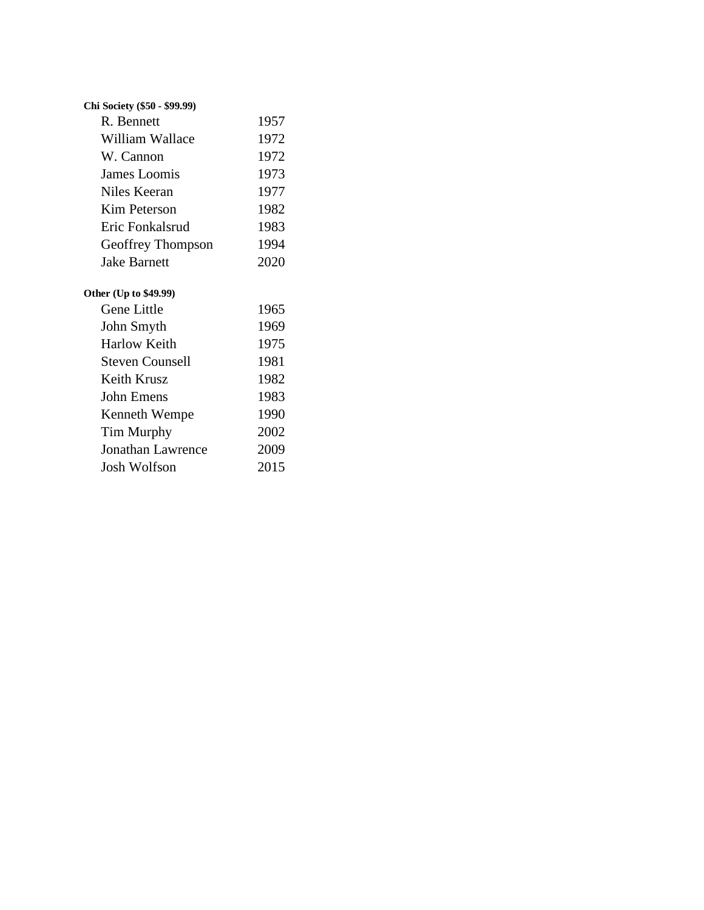**Chi Society ($50 - $99.99)**

| | |
|---|---|
| R. Bennett | 1957 |
| William Wallace | 1972 |
| W. Cannon | 1972 |
| James Loomis | 1973 |
| Niles Keeran | 1977 |
| Kim Peterson | 1982 |
| Eric Fonkalsrud | 1983 |
| Geoffrey Thompson | 1994 |
| Jake Barnett | 2020 |

**Other (Up to $49.99)**

| | |
|---|---|
| Gene Little | 1965 |
| John Smyth | 1969 |
| Harlow Keith | 1975 |
| Steven Counsell | 1981 |
| Keith Krusz | 1982 |
| John Emens | 1983 |
| Kenneth Wempe | 1990 |
| Tim Murphy | 2002 |
| Jonathan Lawrence | 2009 |
| Josh Wolfson | 2015 |